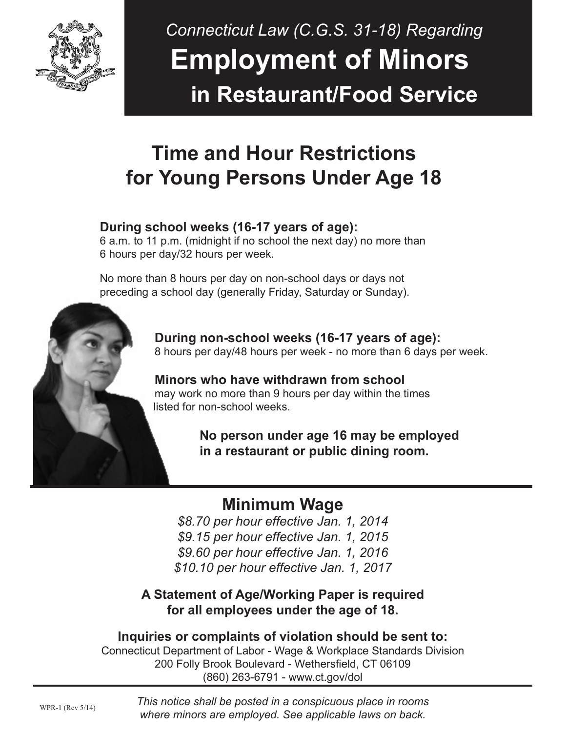*Connecticut Law (C.G.S. 31-18) Regarding*

# Employment of Minors in Restaurant/Food Service

## Time and Hour Restrictions for Young Persons Under Age 18

**During school weeks (16-17 years of age):**
6 a.m. to 11 p.m. (midnight if no school the next day) no more than 6 hours per day/32 hours per week.

No more than 8 hours per day on non-school days or days not preceding a school day (generally Friday, Saturday or Sunday).

**During non-school weeks (16-17 years of age):**
8 hours per day/48 hours per week - no more than 6 days per week.

**Minors who have withdrawn from school** may work no more than 9 hours per day within the times listed for non-school weeks.

**No person under age 16 may be employed in a restaurant or public dining room.**

## Minimum Wage

*$8.70 per hour effective Jan. 1, 2014*
*$9.15 per hour effective Jan. 1, 2015*
*$9.60 per hour effective Jan. 1, 2016*
*$10.10 per hour effective Jan. 1, 2017*

**A Statement of Age/Working Paper is required for all employees under the age of 18.**

**Inquiries or complaints of violation should be sent to:**
Connecticut Department of Labor - Wage & Workplace Standards Division
200 Folly Brook Boulevard - Wethersfield, CT 06109
(860) 263-6791 - www.ct.gov/dol

WPR-1 (Rev 5/14)

*This notice shall be posted in a conspicuous place in rooms where minors are employed. See applicable laws on back.*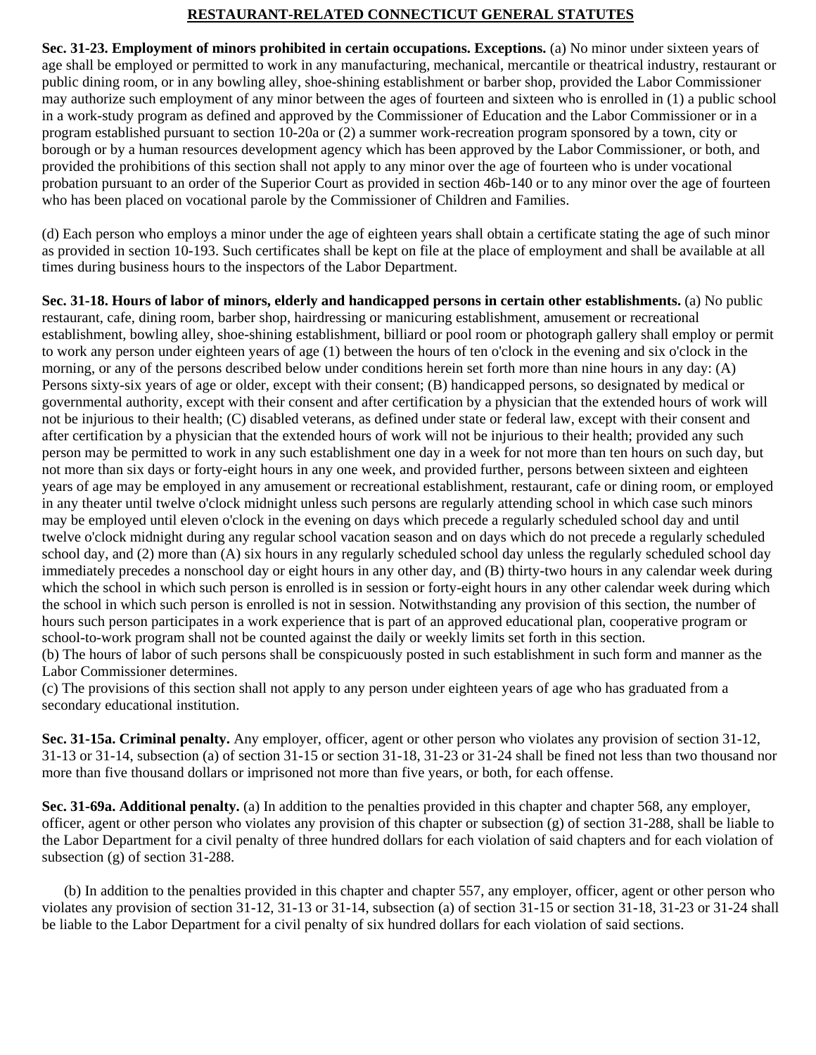## RESTAURANT-RELATED CONNECTICUT GENERAL STATUTES

**Sec. 31-23. Employment of minors prohibited in certain occupations. Exceptions.** (a) No minor under sixteen years of age shall be employed or permitted to work in any manufacturing, mechanical, mercantile or theatrical industry, restaurant or public dining room, or in any bowling alley, shoe-shining establishment or barber shop, provided the Labor Commissioner may authorize such employment of any minor between the ages of fourteen and sixteen who is enrolled in (1) a public school in a work-study program as defined and approved by the Commissioner of Education and the Labor Commissioner or in a program established pursuant to section 10-20a or (2) a summer work-recreation program sponsored by a town, city or borough or by a human resources development agency which has been approved by the Labor Commissioner, or both, and provided the prohibitions of this section shall not apply to any minor over the age of fourteen who is under vocational probation pursuant to an order of the Superior Court as provided in section 46b-140 or to any minor over the age of fourteen who has been placed on vocational parole by the Commissioner of Children and Families.

(d) Each person who employs a minor under the age of eighteen years shall obtain a certificate stating the age of such minor as provided in section 10-193. Such certificates shall be kept on file at the place of employment and shall be available at all times during business hours to the inspectors of the Labor Department.

**Sec. 31-18. Hours of labor of minors, elderly and handicapped persons in certain other establishments.** (a) No public restaurant, cafe, dining room, barber shop, hairdressing or manicuring establishment, amusement or recreational establishment, bowling alley, shoe-shining establishment, billiard or pool room or photograph gallery shall employ or permit to work any person under eighteen years of age (1) between the hours of ten o'clock in the evening and six o'clock in the morning, or any of the persons described below under conditions herein set forth more than nine hours in any day: (A) Persons sixty-six years of age or older, except with their consent; (B) handicapped persons, so designated by medical or governmental authority, except with their consent and after certification by a physician that the extended hours of work will not be injurious to their health; (C) disabled veterans, as defined under state or federal law, except with their consent and after certification by a physician that the extended hours of work will not be injurious to their health; provided any such person may be permitted to work in any such establishment one day in a week for not more than ten hours on such day, but not more than six days or forty-eight hours in any one week, and provided further, persons between sixteen and eighteen years of age may be employed in any amusement or recreational establishment, restaurant, cafe or dining room, or employed in any theater until twelve o'clock midnight unless such persons are regularly attending school in which case such minors may be employed until eleven o'clock in the evening on days which precede a regularly scheduled school day and until twelve o'clock midnight during any regular school vacation season and on days which do not precede a regularly scheduled school day, and (2) more than (A) six hours in any regularly scheduled school day unless the regularly scheduled school day immediately precedes a nonschool day or eight hours in any other day, and (B) thirty-two hours in any calendar week during which the school in which such person is enrolled is in session or forty-eight hours in any other calendar week during which the school in which such person is enrolled is not in session. Notwithstanding any provision of this section, the number of hours such person participates in a work experience that is part of an approved educational plan, cooperative program or school-to-work program shall not be counted against the daily or weekly limits set forth in this section.
(b) The hours of labor of such persons shall be conspicuously posted in such establishment in such form and manner as the Labor Commissioner determines.
(c) The provisions of this section shall not apply to any person under eighteen years of age who has graduated from a secondary educational institution.

**Sec. 31-15a. Criminal penalty.** Any employer, officer, agent or other person who violates any provision of section 31-12, 31-13 or 31-14, subsection (a) of section 31-15 or section 31-18, 31-23 or 31-24 shall be fined not less than two thousand nor more than five thousand dollars or imprisoned not more than five years, or both, for each offense.

**Sec. 31-69a. Additional penalty.** (a) In addition to the penalties provided in this chapter and chapter 568, any employer, officer, agent or other person who violates any provision of this chapter or subsection (g) of section 31-288, shall be liable to the Labor Department for a civil penalty of three hundred dollars for each violation of said chapters and for each violation of subsection (g) of section 31-288.

(b) In addition to the penalties provided in this chapter and chapter 557, any employer, officer, agent or other person who violates any provision of section 31-12, 31-13 or 31-14, subsection (a) of section 31-15 or section 31-18, 31-23 or 31-24 shall be liable to the Labor Department for a civil penalty of six hundred dollars for each violation of said sections.